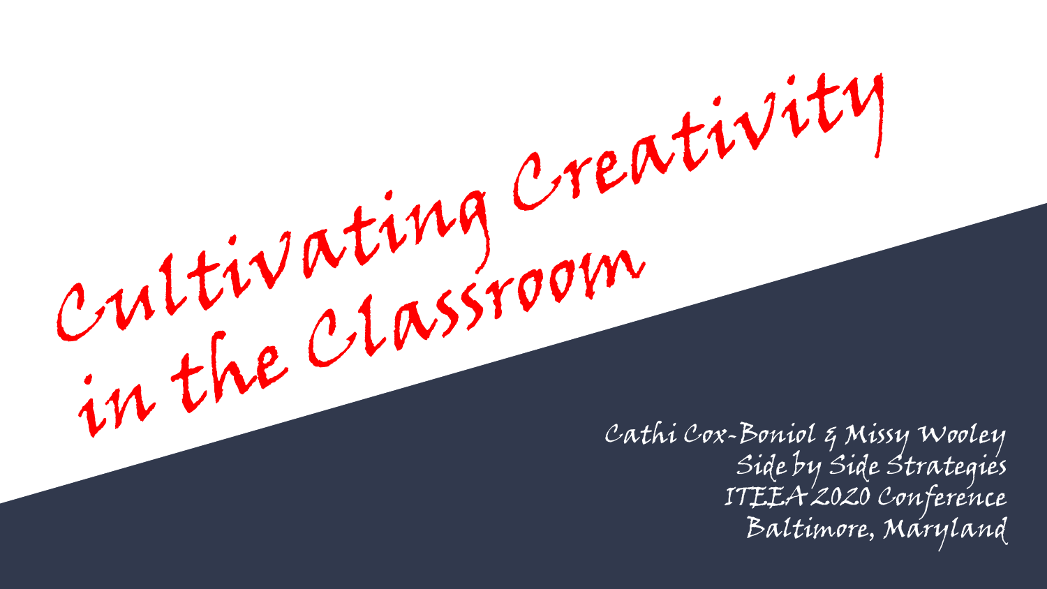# Cultivating Creativity in the Classroom

Cathi Cox-Boniol & Missy Wooley
Side by Side Strategies
ITEEA 2020 Conference
Baltimore, Maryland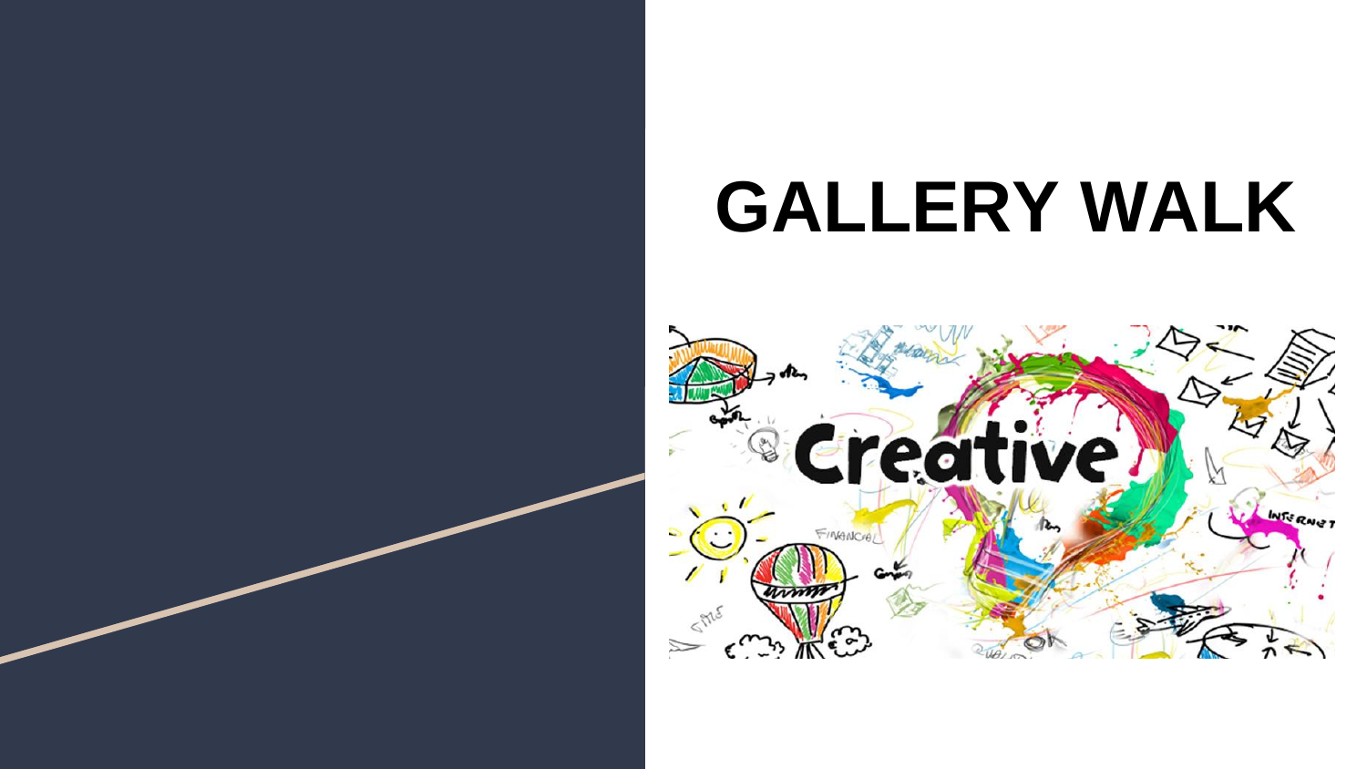# GALLERY WALK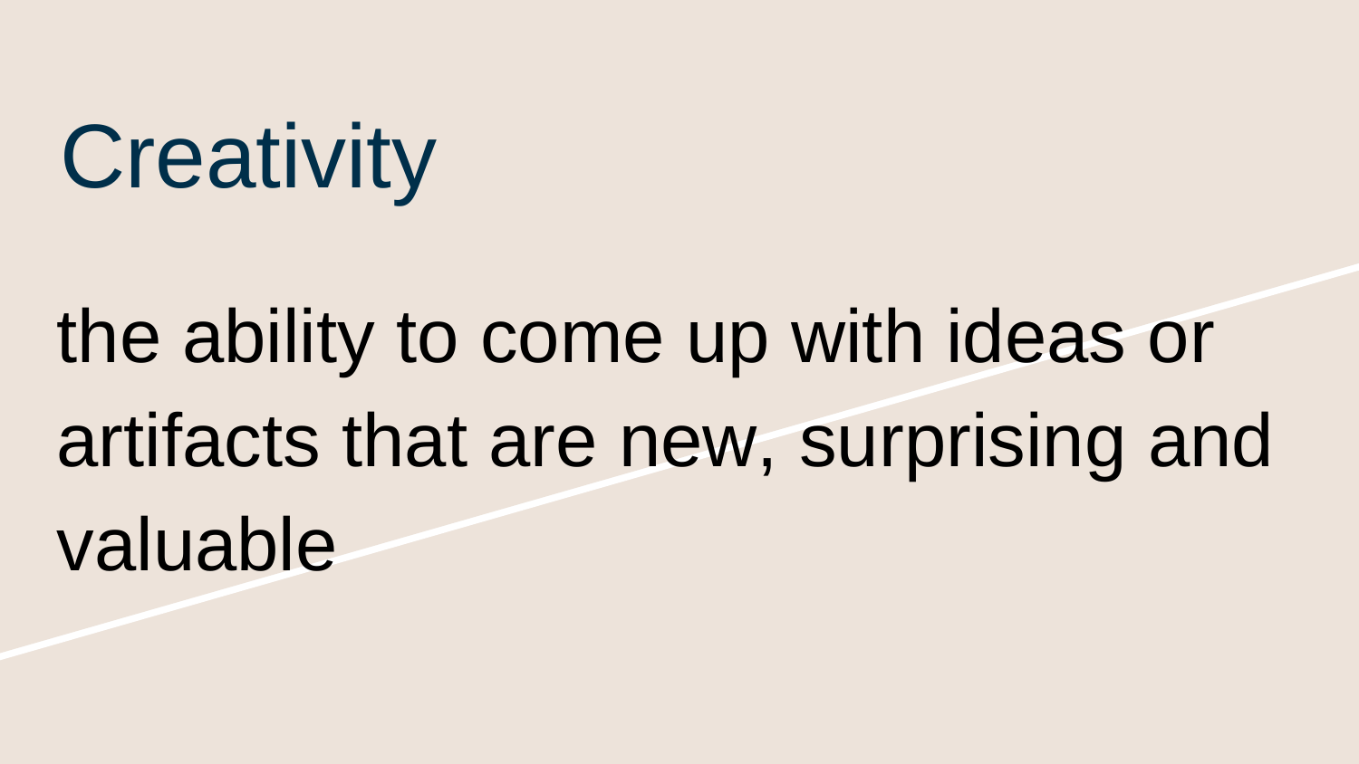# Creativity

the ability to come up with ideas or artifacts that are new, surprising and valuable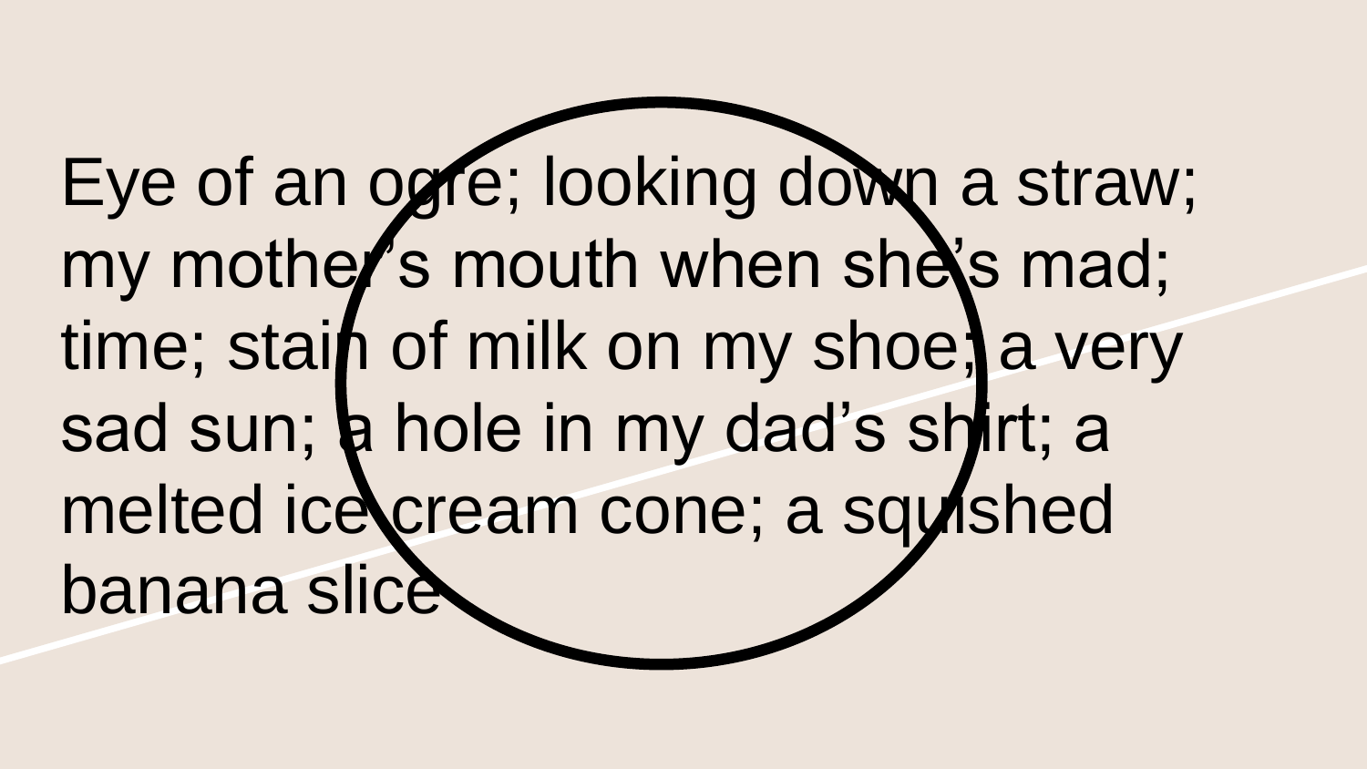Eye of an ogre; looking down a straw; my mother's mouth when she's mad; time; stain of milk on my shoe; a very sad sun; a hole in my dad's shirt; a melted ice cream cone; a squished banana slice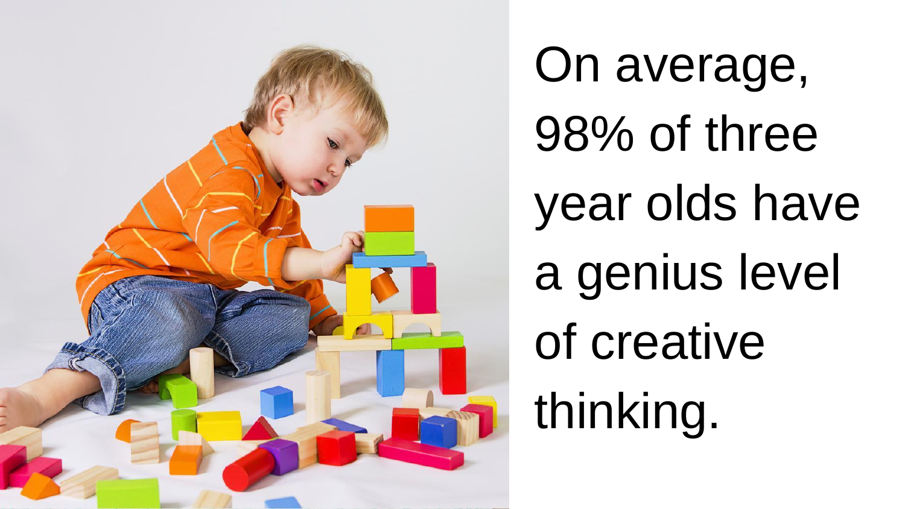On average, 98% of three year olds have a genius level of creative thinking.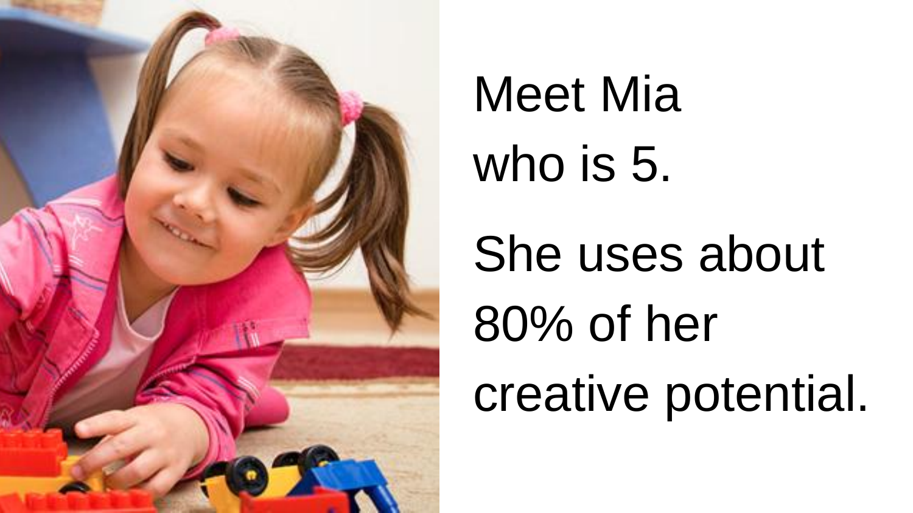Meet Mia
who is 5.

She uses about
80% of her
creative potential.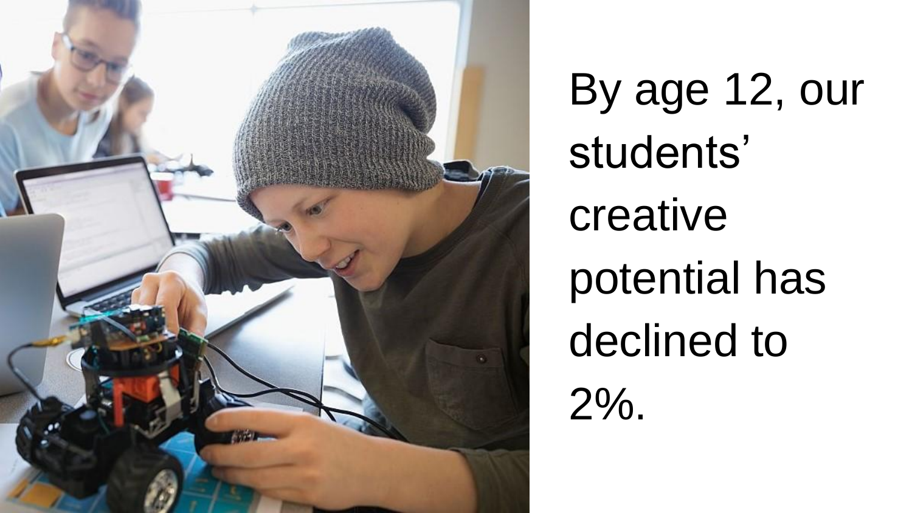By age 12, our students' creative potential has declined to 2%.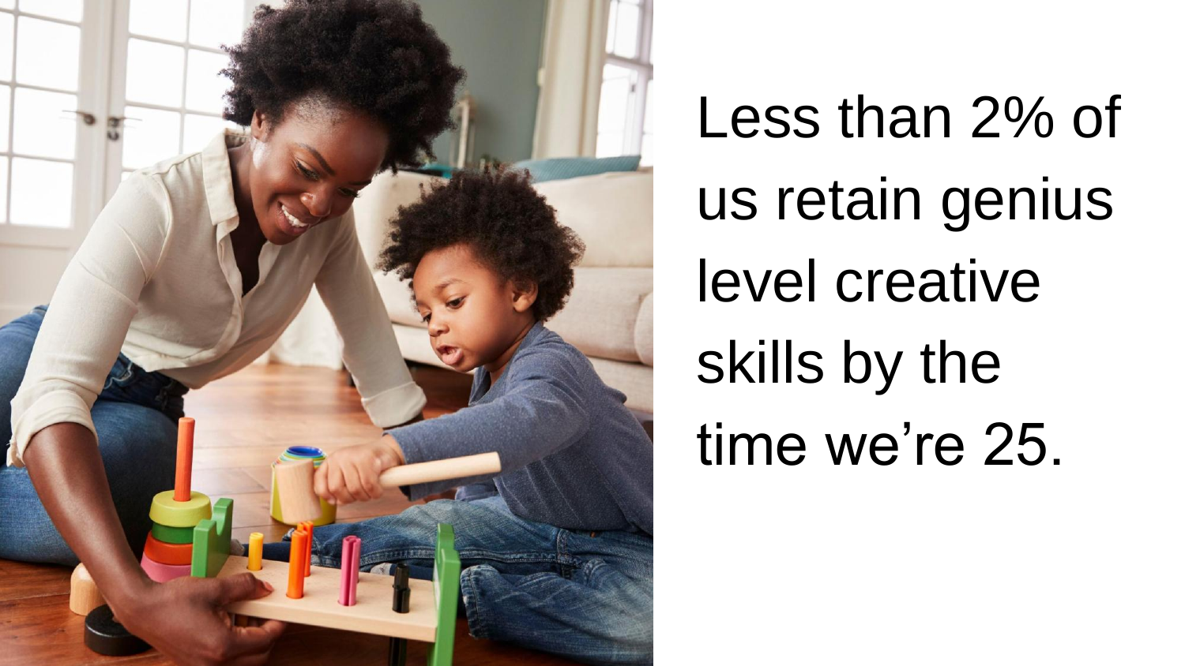Less than 2% of us retain genius level creative skills by the time we're 25.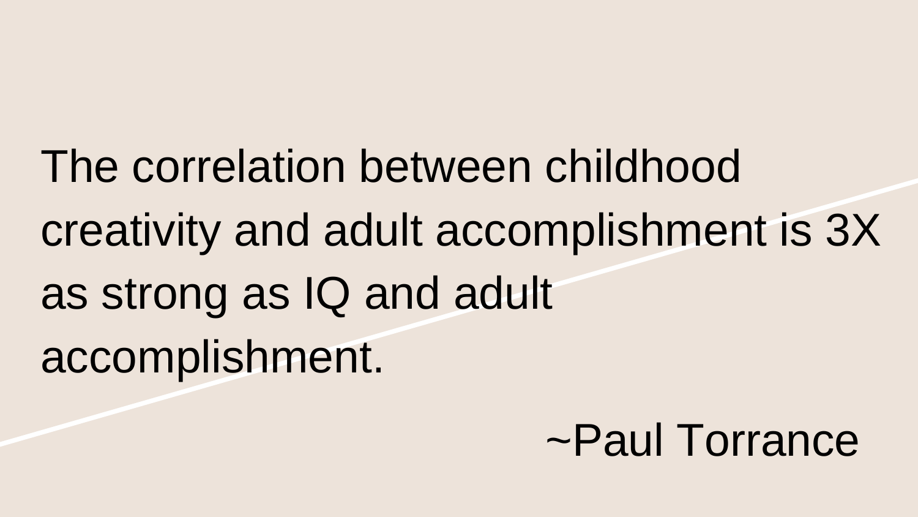The correlation between childhood creativity and adult accomplishment is 3X as strong as IQ and adult accomplishment.

~Paul Torrance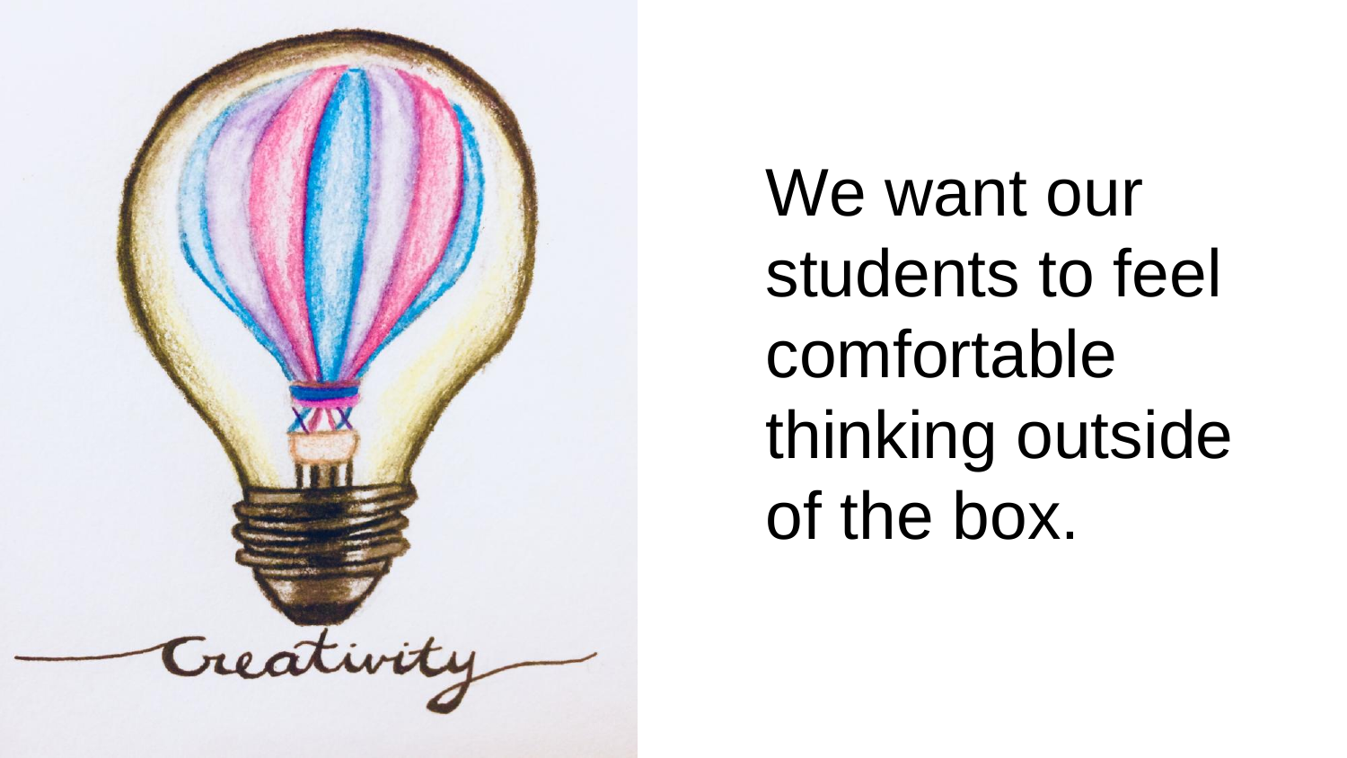We want our students to feel comfortable thinking outside of the box.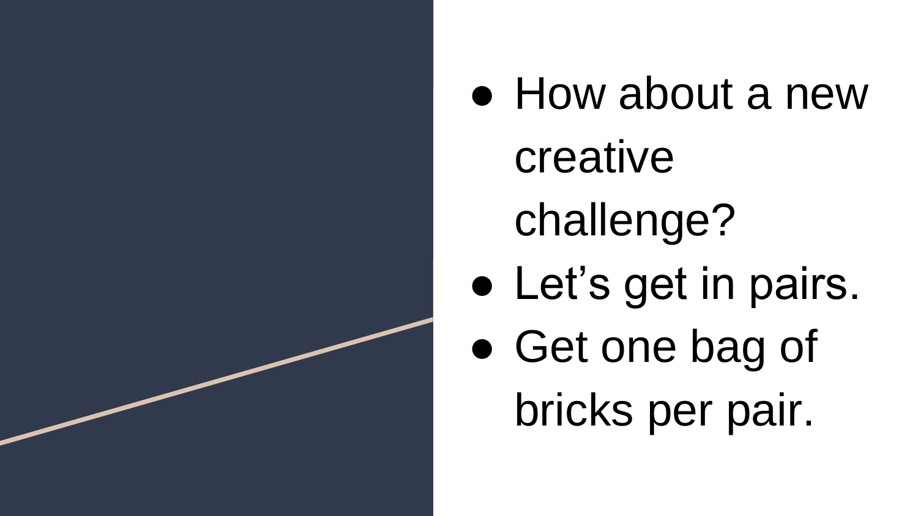- How about a new creative challenge?
- Let’s get in pairs.
- Get one bag of bricks per pair.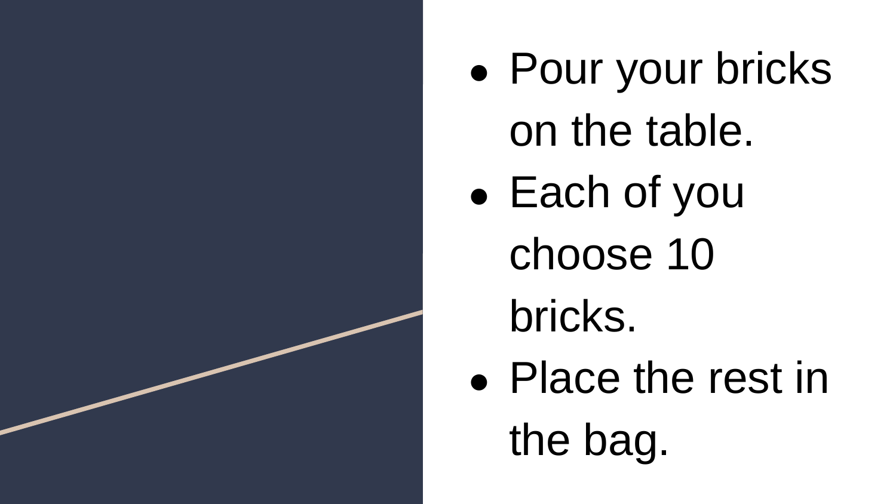- Pour your bricks on the table.
- Each of you choose 10 bricks.
- Place the rest in the bag.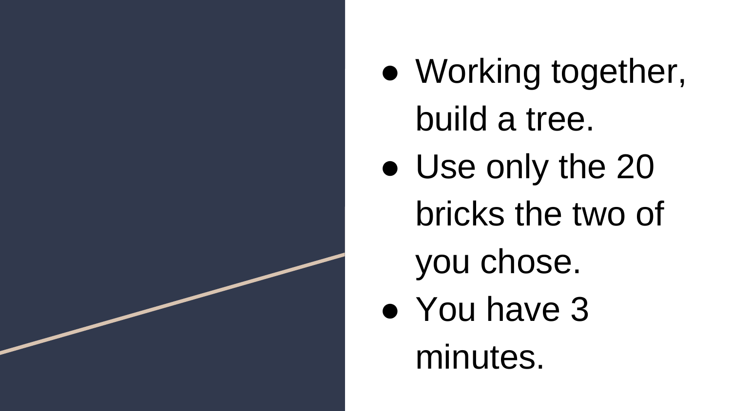- Working together, build a tree.
- Use only the 20 bricks the two of you chose.
- You have 3 minutes.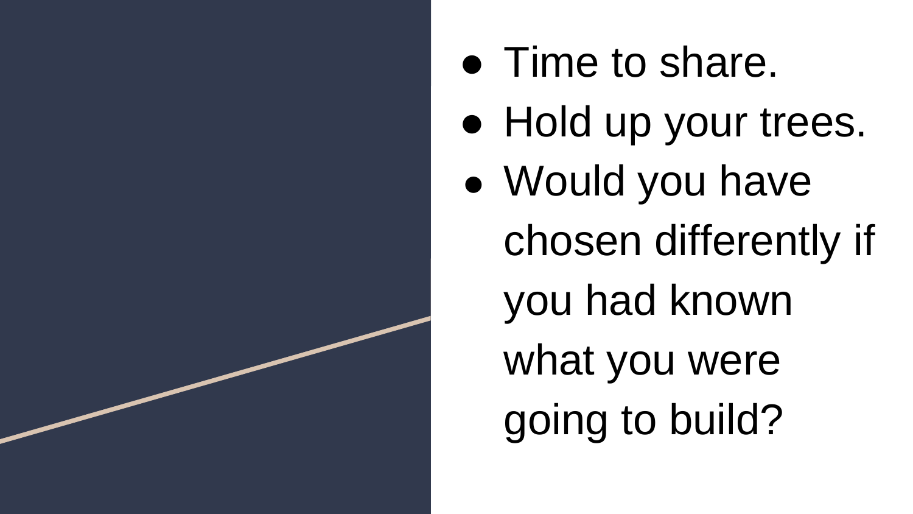- Time to share.
- Hold up your trees.
- Would you have chosen differently if you had known what you were going to build?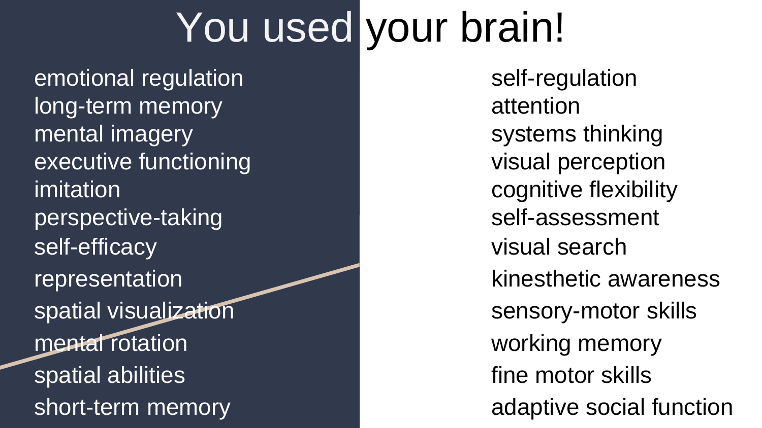# You used your brain!

- emotional regulation
- long-term memory
- mental imagery
- executive functioning
- imitation
- perspective-taking
- self-efficacy
- representation
- spatial visualization
- mental rotation
- spatial abilities
- short-term memory

- self-regulation
- attention
- systems thinking
- visual perception
- cognitive flexibility
- self-assessment
- visual search
- kinesthetic awareness
- sensory-motor skills
- working memory
- fine motor skills
- adaptive social function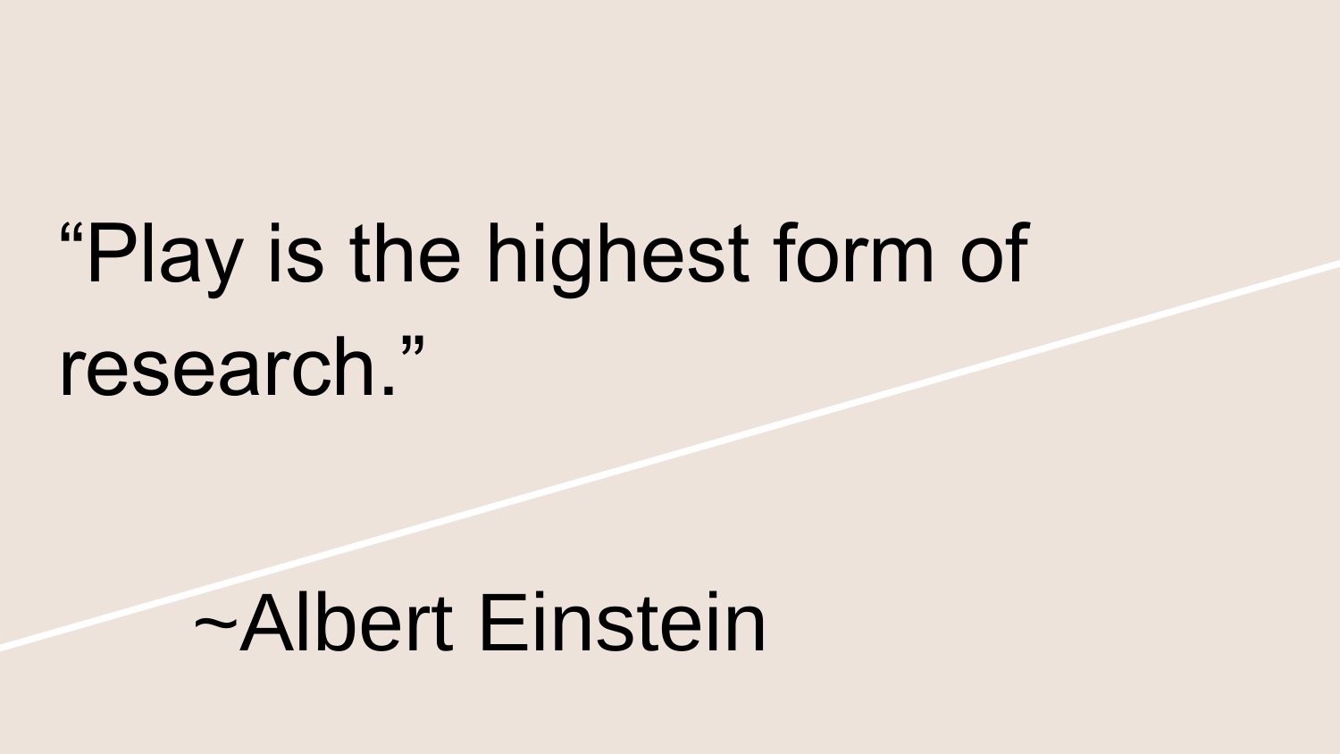“Play is the highest form of research.”

~Albert Einstein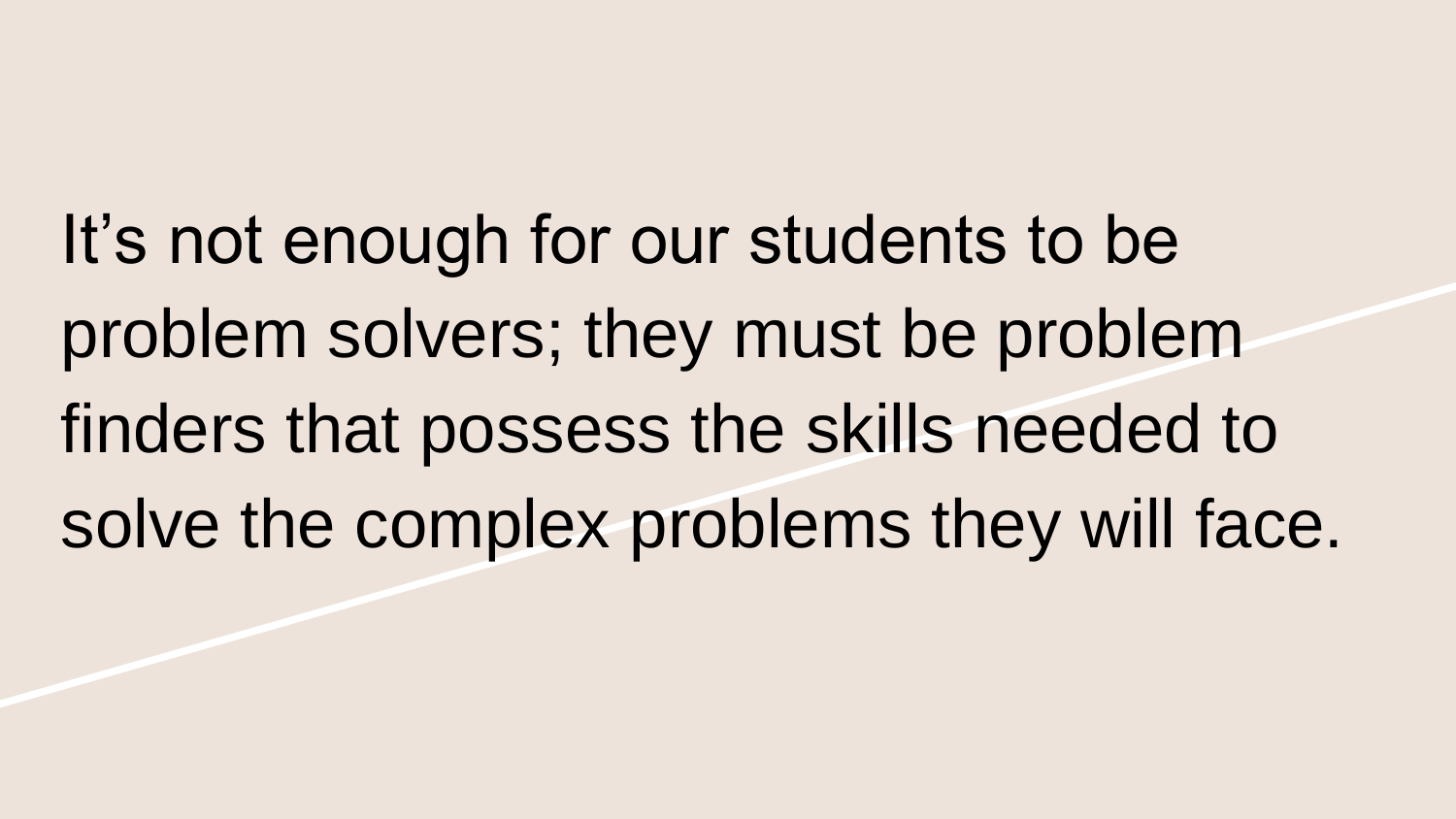It’s not enough for our students to be problem solvers; they must be problem finders that possess the skills needed to solve the complex problems they will face.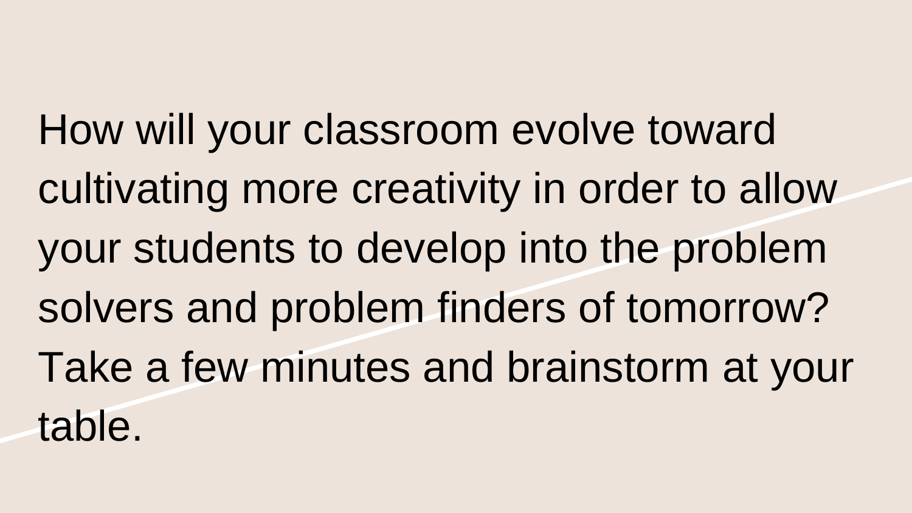How will your classroom evolve toward cultivating more creativity in order to allow your students to develop into the problem solvers and problem finders of tomorrow? Take a few minutes and brainstorm at your table.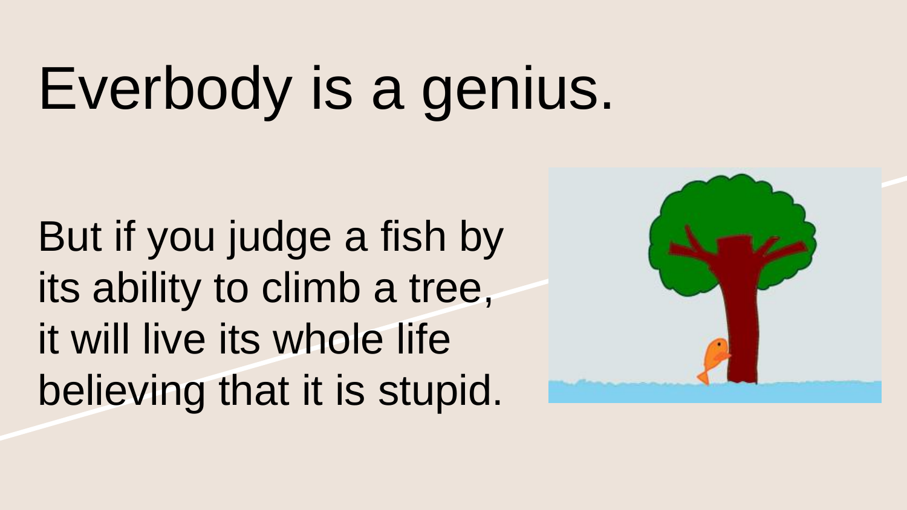# Everbody is a genius.

But if you judge a fish by its ability to climb a tree, it will live its whole life believing that it is stupid.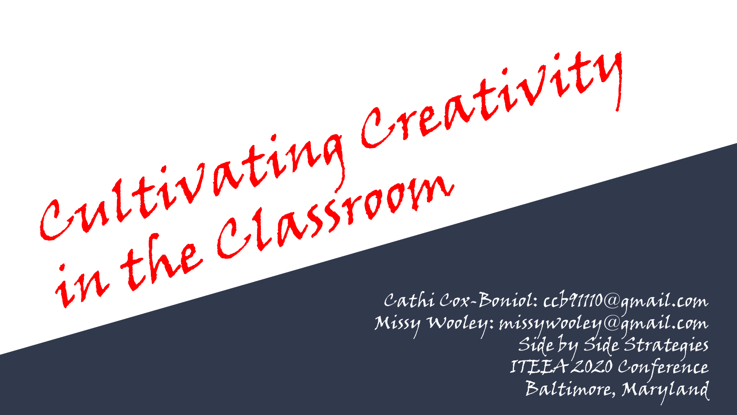# Cultivating Creativity in the Classroom

Cathi Cox-Boniol: ccb91110@gmail.com
Missy Wooley: missywooley@gmail.com
Side by Side Strategies
ITEEA 2020 Conference
Baltimore, Maryland